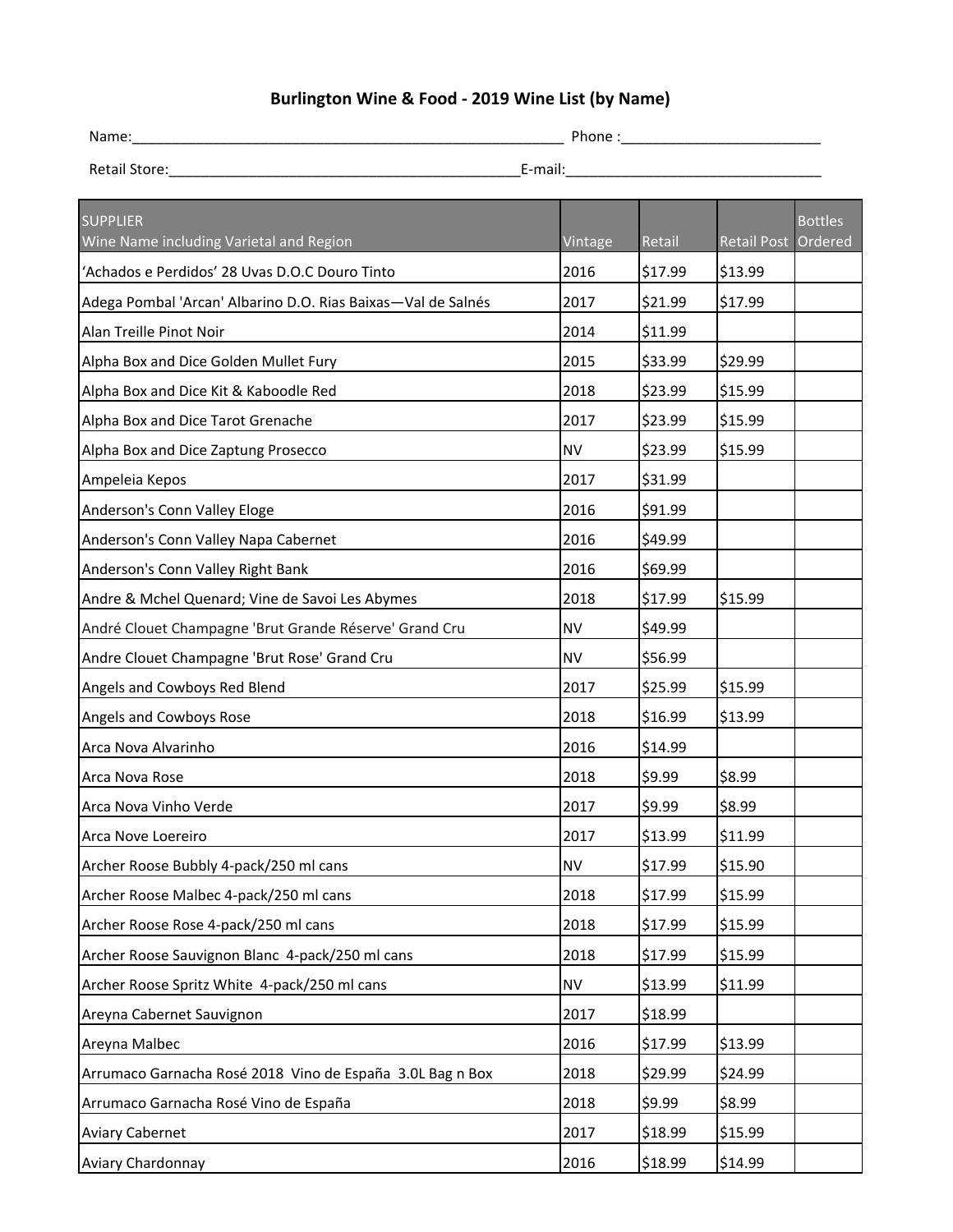# Burlington Wine & Food - 2019 Wine List (by Name)

Name:_______________________________________________________ Phone :_________________________

Retail Store:_____________________________________________E-mail:________________________________

| SUPPLIER<br>Wine Name including Varietal and Region | Vintage | Retail | Retail Post | Bottles Ordered |
|---|---|---|---|---|
| ‘Achados e Perdidos’ 28 Uvas D.O.C Douro Tinto | 2016 | $17.99 | $13.99 | |
| Adega Pombal 'Arcan' Albarino D.O. Rias Baixas—Val de Salnés | 2017 | $21.99 | $17.99 | |
| Alan Treille Pinot Noir | 2014 | $11.99 | | |
| Alpha Box and Dice Golden Mullet Fury | 2015 | $33.99 | $29.99 | |
| Alpha Box and Dice Kit & Kaboodle Red | 2018 | $23.99 | $15.99 | |
| Alpha Box and Dice Tarot Grenache | 2017 | $23.99 | $15.99 | |
| Alpha Box and Dice Zaptung Prosecco | NV | $23.99 | $15.99 | |
| Ampeleia Kepos | 2017 | $31.99 | | |
| Anderson's Conn Valley Eloge | 2016 | $91.99 | | |
| Anderson's Conn Valley Napa Cabernet | 2016 | $49.99 | | |
| Anderson's Conn Valley Right Bank | 2016 | $69.99 | | |
| Andre & Mchel Quenard; Vine de Savoi Les Abymes | 2018 | $17.99 | $15.99 | |
| André Clouet Champagne 'Brut Grande Réserve' Grand Cru | NV | $49.99 | | |
| Andre Clouet Champagne 'Brut Rose' Grand Cru | NV | $56.99 | | |
| Angels and Cowboys Red Blend | 2017 | $25.99 | $15.99 | |
| Angels and Cowboys Rose | 2018 | $16.99 | $13.99 | |
| Arca Nova Alvarinho | 2016 | $14.99 | | |
| Arca Nova Rose | 2018 | $9.99 | $8.99 | |
| Arca Nova Vinho Verde | 2017 | $9.99 | $8.99 | |
| Arca Nove Loereiro | 2017 | $13.99 | $11.99 | |
| Archer Roose Bubbly 4-pack/250 ml cans | NV | $17.99 | $15.90 | |
| Archer Roose Malbec 4-pack/250 ml cans | 2018 | $17.99 | $15.99 | |
| Archer Roose Rose 4-pack/250 ml cans | 2018 | $17.99 | $15.99 | |
| Archer Roose Sauvignon Blanc 4-pack/250 ml cans | 2018 | $17.99 | $15.99 | |
| Archer Roose Spritz White 4-pack/250 ml cans | NV | $13.99 | $11.99 | |
| Areyna Cabernet Sauvignon | 2017 | $18.99 | | |
| Areyna Malbec | 2016 | $17.99 | $13.99 | |
| Arrumaco Garnacha Rosé 2018 Vino de España 3.0L Bag n Box | 2018 | $29.99 | $24.99 | |
| Arrumaco Garnacha Rosé Vino de España | 2018 | $9.99 | $8.99 | |
| Aviary Cabernet | 2017 | $18.99 | $15.99 | |
| Aviary Chardonnay | 2016 | $18.99 | $14.99 | |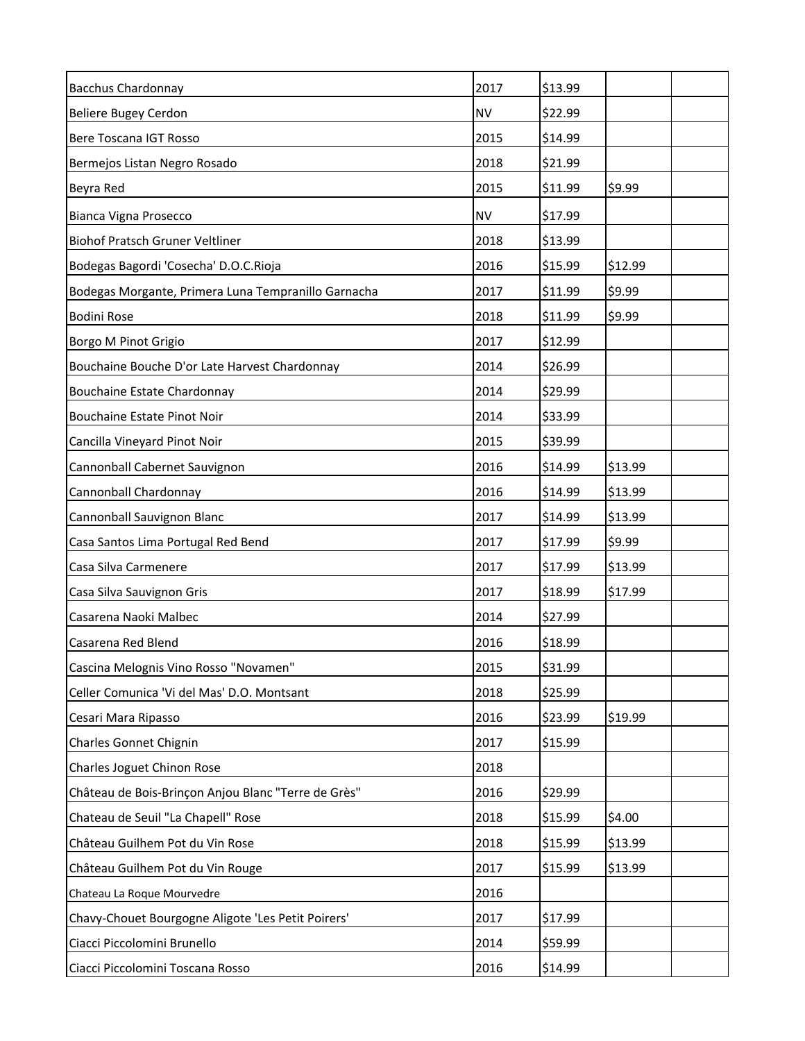| | | | | |
|---|---|---|---|---|
| Bacchus Chardonnay | 2017 | $13.99 | | |
| Beliere Bugey Cerdon | NV | $22.99 | | |
| Bere Toscana IGT Rosso | 2015 | $14.99 | | |
| Bermejos Listan Negro Rosado | 2018 | $21.99 | | |
| Beyra Red | 2015 | $11.99 | $9.99 | |
| Bianca Vigna Prosecco | NV | $17.99 | | |
| Biohof Pratsch Gruner Veltliner | 2018 | $13.99 | | |
| Bodegas Bagordi 'Cosecha' D.O.C.Rioja | 2016 | $15.99 | $12.99 | |
| Bodegas Morgante, Primera Luna Tempranillo Garnacha | 2017 | $11.99 | $9.99 | |
| Bodini Rose | 2018 | $11.99 | $9.99 | |
| Borgo M Pinot Grigio | 2017 | $12.99 | | |
| Bouchaine Bouche D'or Late Harvest Chardonnay | 2014 | $26.99 | | |
| Bouchaine Estate Chardonnay | 2014 | $29.99 | | |
| Bouchaine Estate Pinot Noir | 2014 | $33.99 | | |
| Cancilla Vineyard Pinot Noir | 2015 | $39.99 | | |
| Cannonball Cabernet Sauvignon | 2016 | $14.99 | $13.99 | |
| Cannonball Chardonnay | 2016 | $14.99 | $13.99 | |
| Cannonball Sauvignon Blanc | 2017 | $14.99 | $13.99 | |
| Casa Santos Lima Portugal Red Bend | 2017 | $17.99 | $9.99 | |
| Casa Silva Carmenere | 2017 | $17.99 | $13.99 | |
| Casa Silva Sauvignon Gris | 2017 | $18.99 | $17.99 | |
| Casarena Naoki Malbec | 2014 | $27.99 | | |
| Casarena Red Blend | 2016 | $18.99 | | |
| Cascina Melognis Vino Rosso "Novamen" | 2015 | $31.99 | | |
| Celler Comunica 'Vi del Mas' D.O. Montsant | 2018 | $25.99 | | |
| Cesari Mara Ripasso | 2016 | $23.99 | $19.99 | |
| Charles Gonnet Chignin | 2017 | $15.99 | | |
| Charles Joguet Chinon Rose | 2018 | | | |
| Château de Bois-Brinçon Anjou Blanc "Terre de Grès" | 2016 | $29.99 | | |
| Chateau de Seuil "La Chapell" Rose | 2018 | $15.99 | $4.00 | |
| Château Guilhem Pot du Vin Rose | 2018 | $15.99 | $13.99 | |
| Château Guilhem Pot du Vin Rouge | 2017 | $15.99 | $13.99 | |
| Chateau La Roque Mourvedre | 2016 | | | |
| Chavy-Chouet Bourgogne Aligote 'Les Petit Poirers' | 2017 | $17.99 | | |
| Ciacci Piccolomini Brunello | 2014 | $59.99 | | |
| Ciacci Piccolomini Toscana Rosso | 2016 | $14.99 | | |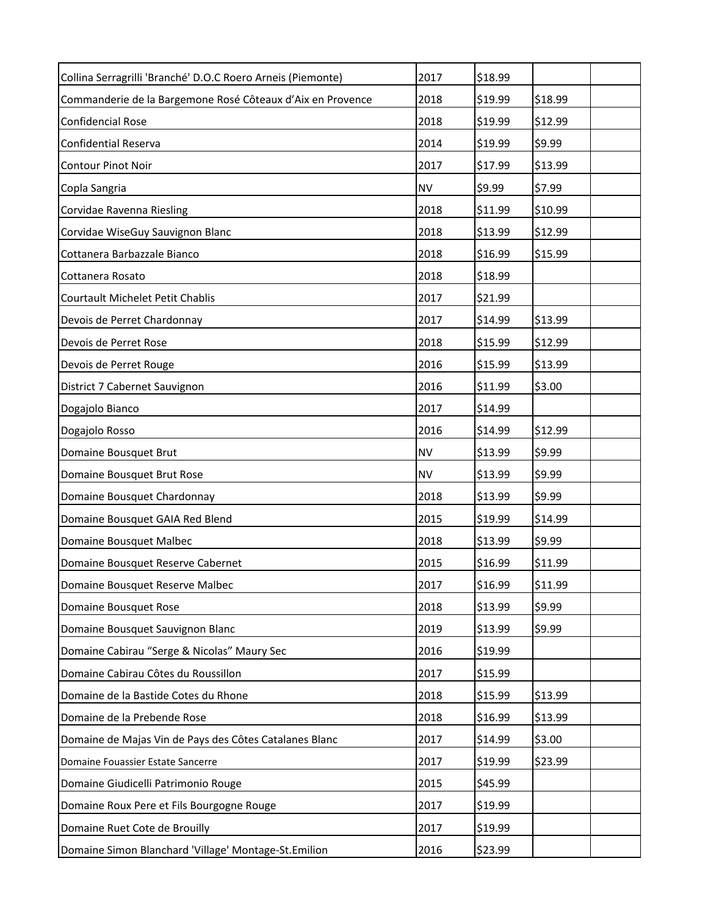| | | | | |
|---|---|---|---|---|
| Collina Serragrilli 'Branché' D.O.C Roero Arneis (Piemonte) | 2017 | $18.99 | | |
| Commanderie de la Bargemone Rosé Côteaux d'Aix en Provence | 2018 | $19.99 | $18.99 | |
| Confidencial Rose | 2018 | $19.99 | $12.99 | |
| Confidential Reserva | 2014 | $19.99 | $9.99 | |
| Contour Pinot Noir | 2017 | $17.99 | $13.99 | |
| Copla Sangria | NV | $9.99 | $7.99 | |
| Corvidae Ravenna Riesling | 2018 | $11.99 | $10.99 | |
| Corvidae WiseGuy Sauvignon Blanc | 2018 | $13.99 | $12.99 | |
| Cottanera Barbazzale Bianco | 2018 | $16.99 | $15.99 | |
| Cottanera Rosato | 2018 | $18.99 | | |
| Courtault Michelet Petit Chablis | 2017 | $21.99 | | |
| Devois de Perret Chardonnay | 2017 | $14.99 | $13.99 | |
| Devois de Perret Rose | 2018 | $15.99 | $12.99 | |
| Devois de Perret Rouge | 2016 | $15.99 | $13.99 | |
| District 7 Cabernet Sauvignon | 2016 | $11.99 | $3.00 | |
| Dogajolo Bianco | 2017 | $14.99 | | |
| Dogajolo Rosso | 2016 | $14.99 | $12.99 | |
| Domaine Bousquet Brut | NV | $13.99 | $9.99 | |
| Domaine Bousquet Brut Rose | NV | $13.99 | $9.99 | |
| Domaine Bousquet Chardonnay | 2018 | $13.99 | $9.99 | |
| Domaine Bousquet GAIA Red Blend | 2015 | $19.99 | $14.99 | |
| Domaine Bousquet Malbec | 2018 | $13.99 | $9.99 | |
| Domaine Bousquet Reserve Cabernet | 2015 | $16.99 | $11.99 | |
| Domaine Bousquet Reserve Malbec | 2017 | $16.99 | $11.99 | |
| Domaine Bousquet Rose | 2018 | $13.99 | $9.99 | |
| Domaine Bousquet Sauvignon Blanc | 2019 | $13.99 | $9.99 | |
| Domaine Cabirau "Serge & Nicolas" Maury Sec | 2016 | $19.99 | | |
| Domaine Cabirau Côtes du Roussillon | 2017 | $15.99 | | |
| Domaine de la Bastide Cotes du Rhone | 2018 | $15.99 | $13.99 | |
| Domaine de la Prebende Rose | 2018 | $16.99 | $13.99 | |
| Domaine de Majas Vin de Pays des Côtes Catalanes Blanc | 2017 | $14.99 | $3.00 | |
| Domaine Fouassier Estate Sancerre | 2017 | $19.99 | $23.99 | |
| Domaine Giudicelli Patrimonio Rouge | 2015 | $45.99 | | |
| Domaine Roux Pere et Fils Bourgogne Rouge | 2017 | $19.99 | | |
| Domaine Ruet Cote de Brouilly | 2017 | $19.99 | | |
| Domaine Simon Blanchard 'Village' Montage-St.Emilion | 2016 | $23.99 | | |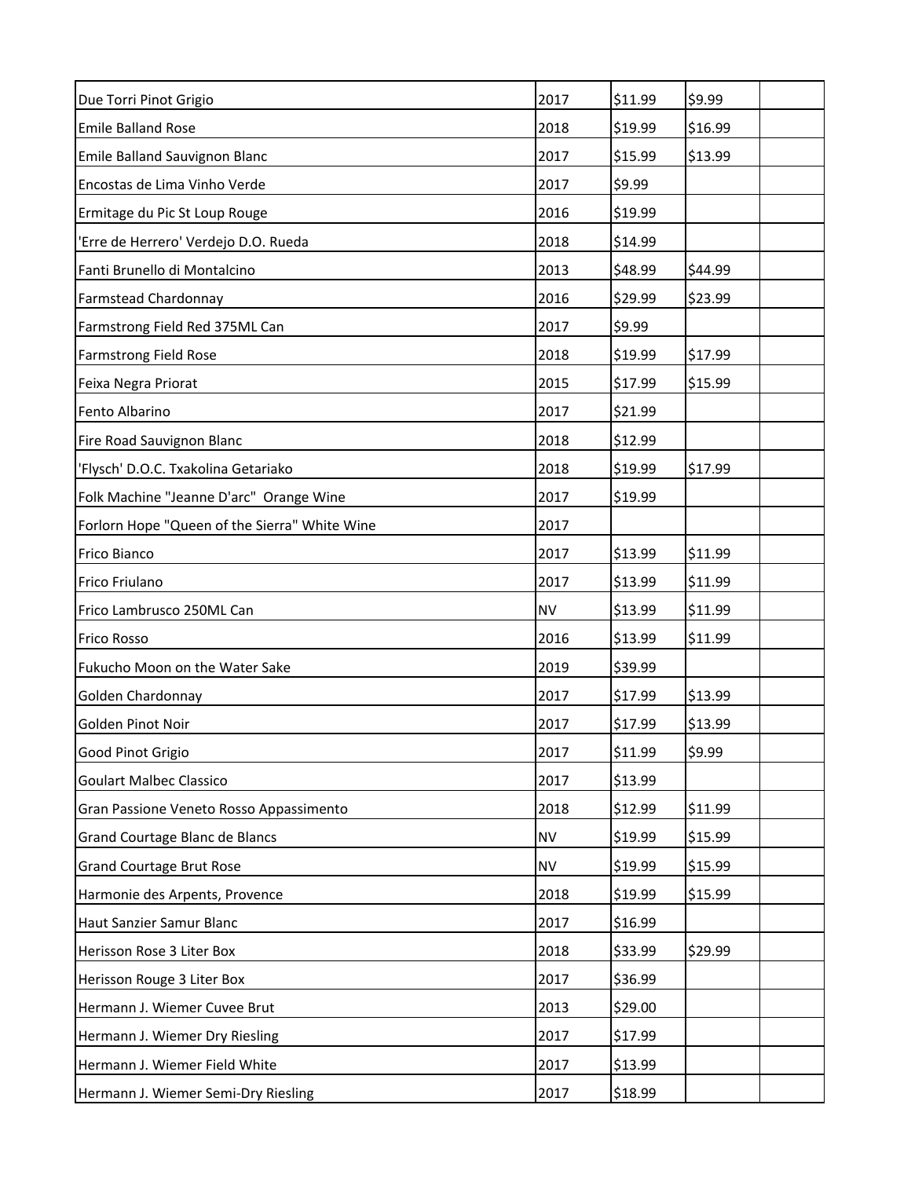| | | | | |
|---|---|---|---|---|
| Due Torri Pinot Grigio | 2017 | $11.99 | $9.99 | |
| Emile Balland Rose | 2018 | $19.99 | $16.99 | |
| Emile Balland Sauvignon Blanc | 2017 | $15.99 | $13.99 | |
| Encostas de Lima Vinho Verde | 2017 | $9.99 | | |
| Ermitage du Pic St Loup Rouge | 2016 | $19.99 | | |
| 'Erre de Herrero' Verdejo D.O. Rueda | 2018 | $14.99 | | |
| Fanti Brunello di Montalcino | 2013 | $48.99 | $44.99 | |
| Farmstead Chardonnay | 2016 | $29.99 | $23.99 | |
| Farmstrong Field Red 375ML Can | 2017 | $9.99 | | |
| Farmstrong Field Rose | 2018 | $19.99 | $17.99 | |
| Feixa Negra Priorat | 2015 | $17.99 | $15.99 | |
| Fento Albarino | 2017 | $21.99 | | |
| Fire Road Sauvignon Blanc | 2018 | $12.99 | | |
| 'Flysch' D.O.C. Txakolina Getariako | 2018 | $19.99 | $17.99 | |
| Folk Machine "Jeanne D'arc" Orange Wine | 2017 | $19.99 | | |
| Forlorn Hope "Queen of the Sierra" White Wine | 2017 | | | |
| Frico Bianco | 2017 | $13.99 | $11.99 | |
| Frico Friulano | 2017 | $13.99 | $11.99 | |
| Frico Lambrusco 250ML Can | NV | $13.99 | $11.99 | |
| Frico Rosso | 2016 | $13.99 | $11.99 | |
| Fukucho Moon on the Water Sake | 2019 | $39.99 | | |
| Golden Chardonnay | 2017 | $17.99 | $13.99 | |
| Golden Pinot Noir | 2017 | $17.99 | $13.99 | |
| Good Pinot Grigio | 2017 | $11.99 | $9.99 | |
| Goulart Malbec Classico | 2017 | $13.99 | | |
| Gran Passione Veneto Rosso Appassimento | 2018 | $12.99 | $11.99 | |
| Grand Courtage Blanc de Blancs | NV | $19.99 | $15.99 | |
| Grand Courtage Brut Rose | NV | $19.99 | $15.99 | |
| Harmonie des Arpents, Provence | 2018 | $19.99 | $15.99 | |
| Haut Sanzier Samur Blanc | 2017 | $16.99 | | |
| Herisson Rose 3 Liter Box | 2018 | $33.99 | $29.99 | |
| Herisson Rouge 3 Liter Box | 2017 | $36.99 | | |
| Hermann J. Wiemer Cuvee Brut | 2013 | $29.00 | | |
| Hermann J. Wiemer Dry Riesling | 2017 | $17.99 | | |
| Hermann J. Wiemer Field White | 2017 | $13.99 | | |
| Hermann J. Wiemer Semi-Dry Riesling | 2017 | $18.99 | | |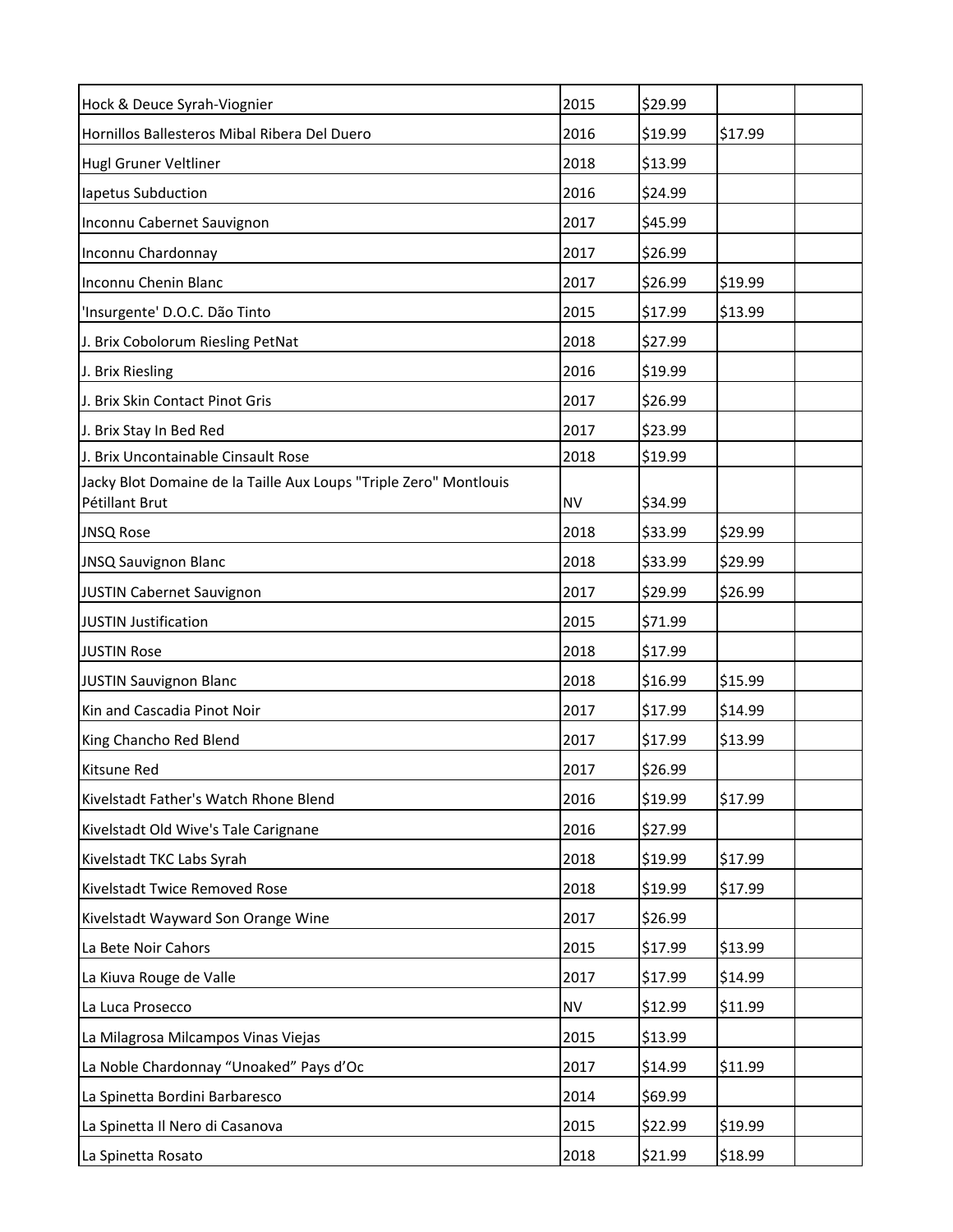| | | | | |
|---|---|---|---|---|
| Hock & Deuce Syrah-Viognier | 2015 | $29.99 | | |
| Hornillos Ballesteros Mibal Ribera Del Duero | 2016 | $19.99 | $17.99 | |
| Hugl Gruner Veltliner | 2018 | $13.99 | | |
| Iapetus Subduction | 2016 | $24.99 | | |
| Inconnu Cabernet Sauvignon | 2017 | $45.99 | | |
| Inconnu Chardonnay | 2017 | $26.99 | | |
| Inconnu Chenin Blanc | 2017 | $26.99 | $19.99 | |
| 'Insurgente' D.O.C. Dão Tinto | 2015 | $17.99 | $13.99 | |
| J. Brix Cobolorum Riesling PetNat | 2018 | $27.99 | | |
| J. Brix Riesling | 2016 | $19.99 | | |
| J. Brix Skin Contact Pinot Gris | 2017 | $26.99 | | |
| J. Brix Stay In Bed Red | 2017 | $23.99 | | |
| J. Brix Uncontainable Cinsault Rose | 2018 | $19.99 | | |
| Jacky Blot Domaine de la Taille Aux Loups "Triple Zero" Montlouis Pétillant Brut | NV | $34.99 | | |
| JNSQ Rose | 2018 | $33.99 | $29.99 | |
| JNSQ Sauvignon Blanc | 2018 | $33.99 | $29.99 | |
| JUSTIN Cabernet Sauvignon | 2017 | $29.99 | $26.99 | |
| JUSTIN Justification | 2015 | $71.99 | | |
| JUSTIN Rose | 2018 | $17.99 | | |
| JUSTIN Sauvignon Blanc | 2018 | $16.99 | $15.99 | |
| Kin and Cascadia Pinot Noir | 2017 | $17.99 | $14.99 | |
| King Chancho Red Blend | 2017 | $17.99 | $13.99 | |
| Kitsune Red | 2017 | $26.99 | | |
| Kivelstadt Father's Watch Rhone Blend | 2016 | $19.99 | $17.99 | |
| Kivelstadt Old Wive's Tale Carignane | 2016 | $27.99 | | |
| Kivelstadt TKC Labs Syrah | 2018 | $19.99 | $17.99 | |
| Kivelstadt Twice Removed Rose | 2018 | $19.99 | $17.99 | |
| Kivelstadt Wayward Son Orange Wine | 2017 | $26.99 | | |
| La Bete Noir Cahors | 2015 | $17.99 | $13.99 | |
| La Kiuva Rouge de Valle | 2017 | $17.99 | $14.99 | |
| La Luca Prosecco | NV | $12.99 | $11.99 | |
| La Milagrosa Milcampos Vinas Viejas | 2015 | $13.99 | | |
| La Noble Chardonnay "Unoaked" Pays d'Oc | 2017 | $14.99 | $11.99 | |
| La Spinetta Bordini Barbaresco | 2014 | $69.99 | | |
| La Spinetta Il Nero di Casanova | 2015 | $22.99 | $19.99 | |
| La Spinetta Rosato | 2018 | $21.99 | $18.99 | |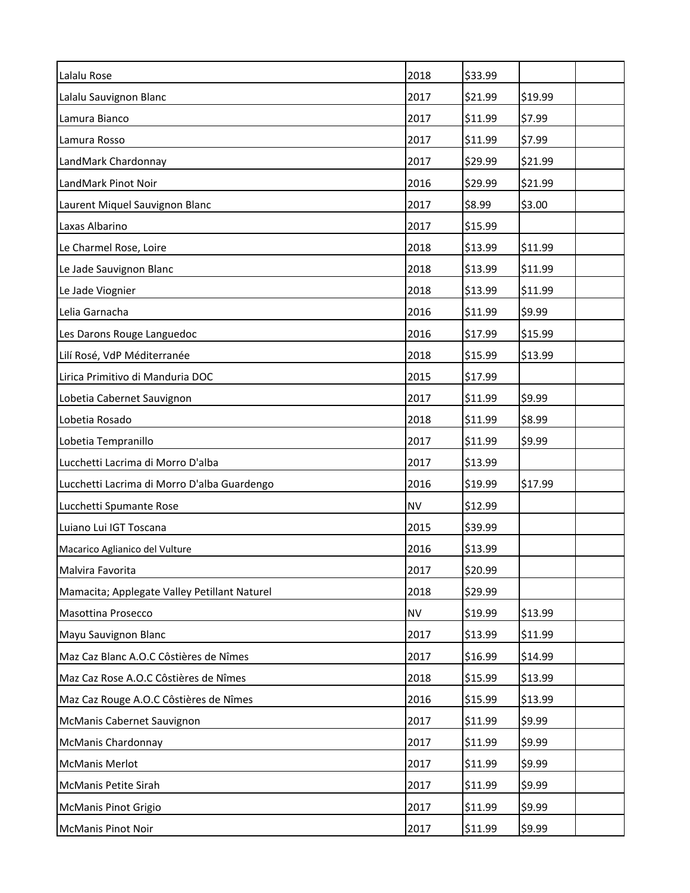| | | | | |
|---|---|---|---|---|
| Lalalu Rose | 2018 | $33.99 | | |
| Lalalu Sauvignon Blanc | 2017 | $21.99 | $19.99 | |
| Lamura Bianco | 2017 | $11.99 | $7.99 | |
| Lamura Rosso | 2017 | $11.99 | $7.99 | |
| LandMark Chardonnay | 2017 | $29.99 | $21.99 | |
| LandMark Pinot Noir | 2016 | $29.99 | $21.99 | |
| Laurent Miquel Sauvignon Blanc | 2017 | $8.99 | $3.00 | |
| Laxas Albarino | 2017 | $15.99 | | |
| Le Charmel Rose, Loire | 2018 | $13.99 | $11.99 | |
| Le Jade Sauvignon Blanc | 2018 | $13.99 | $11.99 | |
| Le Jade Viognier | 2018 | $13.99 | $11.99 | |
| Lelia Garnacha | 2016 | $11.99 | $9.99 | |
| Les Darons Rouge Languedoc | 2016 | $17.99 | $15.99 | |
| Lilí Rosé, VdP Méditerranée | 2018 | $15.99 | $13.99 | |
| Lirica Primitivo di Manduria DOC | 2015 | $17.99 | | |
| Lobetia Cabernet Sauvignon | 2017 | $11.99 | $9.99 | |
| Lobetia Rosado | 2018 | $11.99 | $8.99 | |
| Lobetia Tempranillo | 2017 | $11.99 | $9.99 | |
| Lucchetti Lacrima di Morro D'alba | 2017 | $13.99 | | |
| Lucchetti Lacrima di Morro D'alba Guardengo | 2016 | $19.99 | $17.99 | |
| Lucchetti Spumante Rose | NV | $12.99 | | |
| Luiano Lui IGT Toscana | 2015 | $39.99 | | |
| Macarico Aglianico del Vulture | 2016 | $13.99 | | |
| Malvira Favorita | 2017 | $20.99 | | |
| Mamacita; Applegate Valley Petillant Naturel | 2018 | $29.99 | | |
| Masottina Prosecco | NV | $19.99 | $13.99 | |
| Mayu Sauvignon Blanc | 2017 | $13.99 | $11.99 | |
| Maz Caz Blanc A.O.C Côstières de Nîmes | 2017 | $16.99 | $14.99 | |
| Maz Caz Rose A.O.C Côstières de Nîmes | 2018 | $15.99 | $13.99 | |
| Maz Caz Rouge A.O.C Côstières de Nîmes | 2016 | $15.99 | $13.99 | |
| McManis Cabernet Sauvignon | 2017 | $11.99 | $9.99 | |
| McManis Chardonnay | 2017 | $11.99 | $9.99 | |
| McManis Merlot | 2017 | $11.99 | $9.99 | |
| McManis Petite Sirah | 2017 | $11.99 | $9.99 | |
| McManis Pinot Grigio | 2017 | $11.99 | $9.99 | |
| McManis Pinot Noir | 2017 | $11.99 | $9.99 | |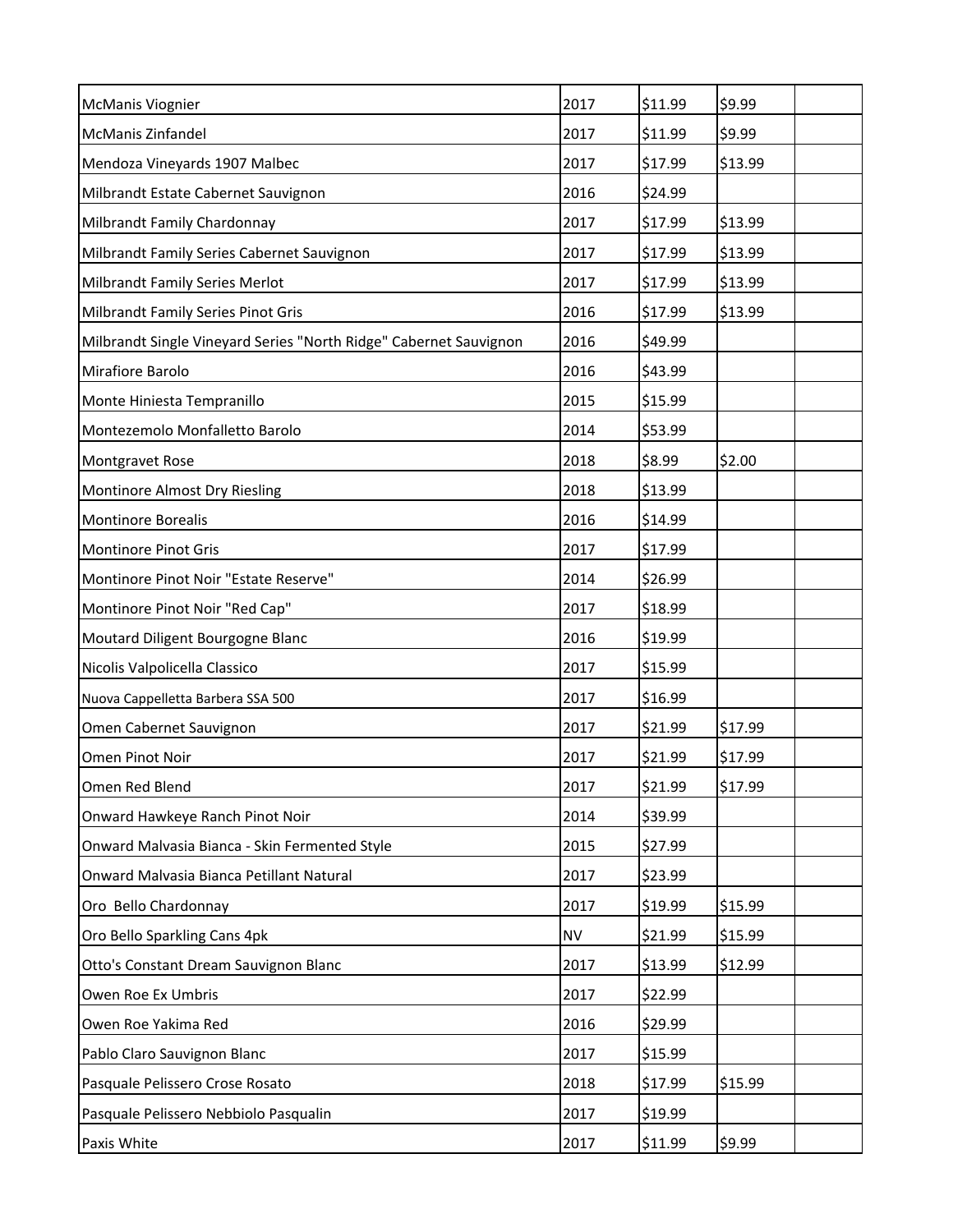| | | | | |
|---|---|---|---|---|
| McManis Viognier | 2017 | $11.99 | $9.99 | |
| McManis Zinfandel | 2017 | $11.99 | $9.99 | |
| Mendoza Vineyards 1907 Malbec | 2017 | $17.99 | $13.99 | |
| Milbrandt Estate Cabernet Sauvignon | 2016 | $24.99 | | |
| Milbrandt Family Chardonnay | 2017 | $17.99 | $13.99 | |
| Milbrandt Family Series Cabernet Sauvignon | 2017 | $17.99 | $13.99 | |
| Milbrandt Family Series Merlot | 2017 | $17.99 | $13.99 | |
| Milbrandt Family Series Pinot Gris | 2016 | $17.99 | $13.99 | |
| Milbrandt Single Vineyard Series "North Ridge" Cabernet Sauvignon | 2016 | $49.99 | | |
| Mirafiore Barolo | 2016 | $43.99 | | |
| Monte Hiniesta Tempranillo | 2015 | $15.99 | | |
| Montezemolo Monfalletto Barolo | 2014 | $53.99 | | |
| Montgravet Rose | 2018 | $8.99 | $2.00 | |
| Montinore Almost Dry Riesling | 2018 | $13.99 | | |
| Montinore Borealis | 2016 | $14.99 | | |
| Montinore Pinot Gris | 2017 | $17.99 | | |
| Montinore Pinot Noir "Estate Reserve" | 2014 | $26.99 | | |
| Montinore Pinot Noir "Red Cap" | 2017 | $18.99 | | |
| Moutard Diligent Bourgogne Blanc | 2016 | $19.99 | | |
| Nicolis Valpolicella Classico | 2017 | $15.99 | | |
| Nuova Cappelletta Barbera SSA 500 | 2017 | $16.99 | | |
| Omen Cabernet Sauvignon | 2017 | $21.99 | $17.99 | |
| Omen Pinot Noir | 2017 | $21.99 | $17.99 | |
| Omen Red Blend | 2017 | $21.99 | $17.99 | |
| Onward Hawkeye Ranch Pinot Noir | 2014 | $39.99 | | |
| Onward Malvasia Bianca - Skin Fermented Style | 2015 | $27.99 | | |
| Onward Malvasia Bianca Petillant Natural | 2017 | $23.99 | | |
| Oro Bello Chardonnay | 2017 | $19.99 | $15.99 | |
| Oro Bello Sparkling Cans 4pk | NV | $21.99 | $15.99 | |
| Otto's Constant Dream Sauvignon Blanc | 2017 | $13.99 | $12.99 | |
| Owen Roe Ex Umbris | 2017 | $22.99 | | |
| Owen Roe Yakima Red | 2016 | $29.99 | | |
| Pablo Claro Sauvignon Blanc | 2017 | $15.99 | | |
| Pasquale Pelissero Crose Rosato | 2018 | $17.99 | $15.99 | |
| Pasquale Pelissero Nebbiolo Pasqualin | 2017 | $19.99 | | |
| Paxis White | 2017 | $11.99 | $9.99 | |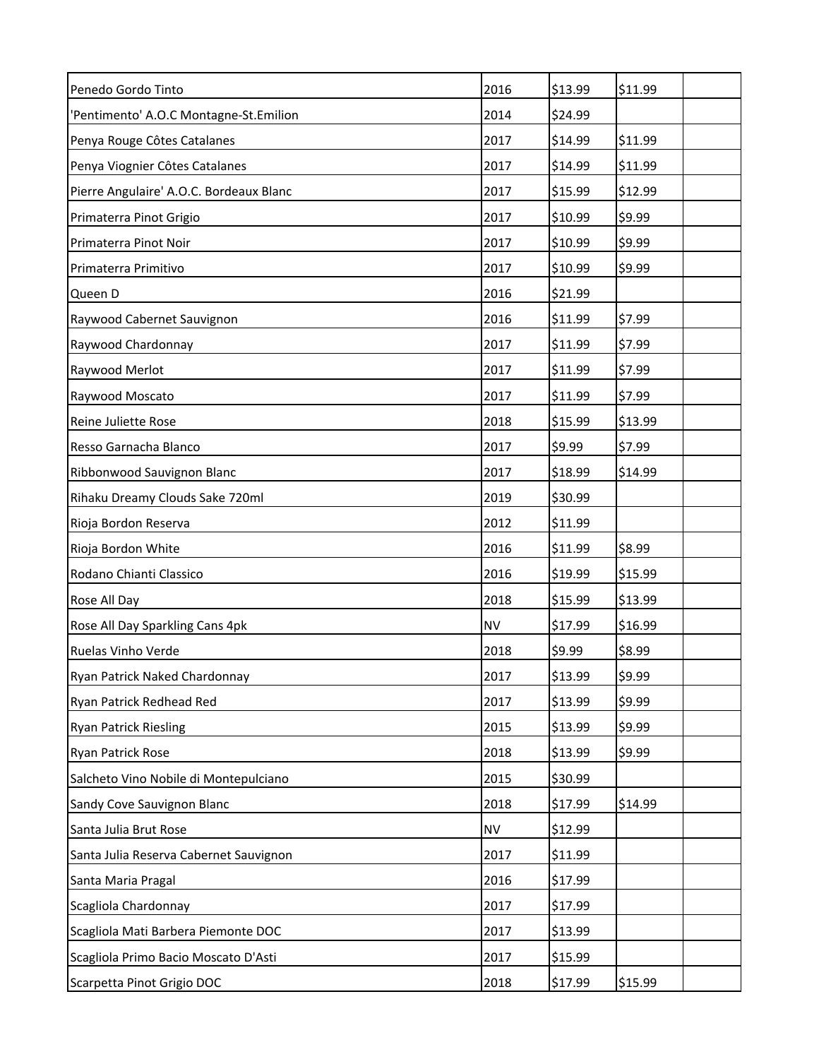| | | | | |
|---|---|---|---|---|
| Penedo Gordo Tinto | 2016 | $13.99 | $11.99 | |
| 'Pentimento' A.O.C Montagne-St.Emilion | 2014 | $24.99 | | |
| Penya Rouge Côtes Catalanes | 2017 | $14.99 | $11.99 | |
| Penya Viognier Côtes Catalanes | 2017 | $14.99 | $11.99 | |
| Pierre Angulaire' A.O.C. Bordeaux Blanc | 2017 | $15.99 | $12.99 | |
| Primaterra Pinot Grigio | 2017 | $10.99 | $9.99 | |
| Primaterra Pinot Noir | 2017 | $10.99 | $9.99 | |
| Primaterra Primitivo | 2017 | $10.99 | $9.99 | |
| Queen D | 2016 | $21.99 | | |
| Raywood Cabernet Sauvignon | 2016 | $11.99 | $7.99 | |
| Raywood Chardonnay | 2017 | $11.99 | $7.99 | |
| Raywood Merlot | 2017 | $11.99 | $7.99 | |
| Raywood Moscato | 2017 | $11.99 | $7.99 | |
| Reine Juliette Rose | 2018 | $15.99 | $13.99 | |
| Resso Garnacha Blanco | 2017 | $9.99 | $7.99 | |
| Ribbonwood Sauvignon Blanc | 2017 | $18.99 | $14.99 | |
| Rihaku Dreamy Clouds Sake 720ml | 2019 | $30.99 | | |
| Rioja Bordon Reserva | 2012 | $11.99 | | |
| Rioja Bordon White | 2016 | $11.99 | $8.99 | |
| Rodano Chianti Classico | 2016 | $19.99 | $15.99 | |
| Rose All Day | 2018 | $15.99 | $13.99 | |
| Rose All Day Sparkling Cans 4pk | NV | $17.99 | $16.99 | |
| Ruelas Vinho Verde | 2018 | $9.99 | $8.99 | |
| Ryan Patrick Naked Chardonnay | 2017 | $13.99 | $9.99 | |
| Ryan Patrick Redhead Red | 2017 | $13.99 | $9.99 | |
| Ryan Patrick Riesling | 2015 | $13.99 | $9.99 | |
| Ryan Patrick Rose | 2018 | $13.99 | $9.99 | |
| Salcheto Vino Nobile di Montepulciano | 2015 | $30.99 | | |
| Sandy Cove Sauvignon Blanc | 2018 | $17.99 | $14.99 | |
| Santa Julia Brut Rose | NV | $12.99 | | |
| Santa Julia Reserva Cabernet Sauvignon | 2017 | $11.99 | | |
| Santa Maria Pragal | 2016 | $17.99 | | |
| Scagliola Chardonnay | 2017 | $17.99 | | |
| Scagliola Mati Barbera Piemonte DOC | 2017 | $13.99 | | |
| Scagliola Primo Bacio Moscato D'Asti | 2017 | $15.99 | | |
| Scarpetta Pinot Grigio DOC | 2018 | $17.99 | $15.99 | |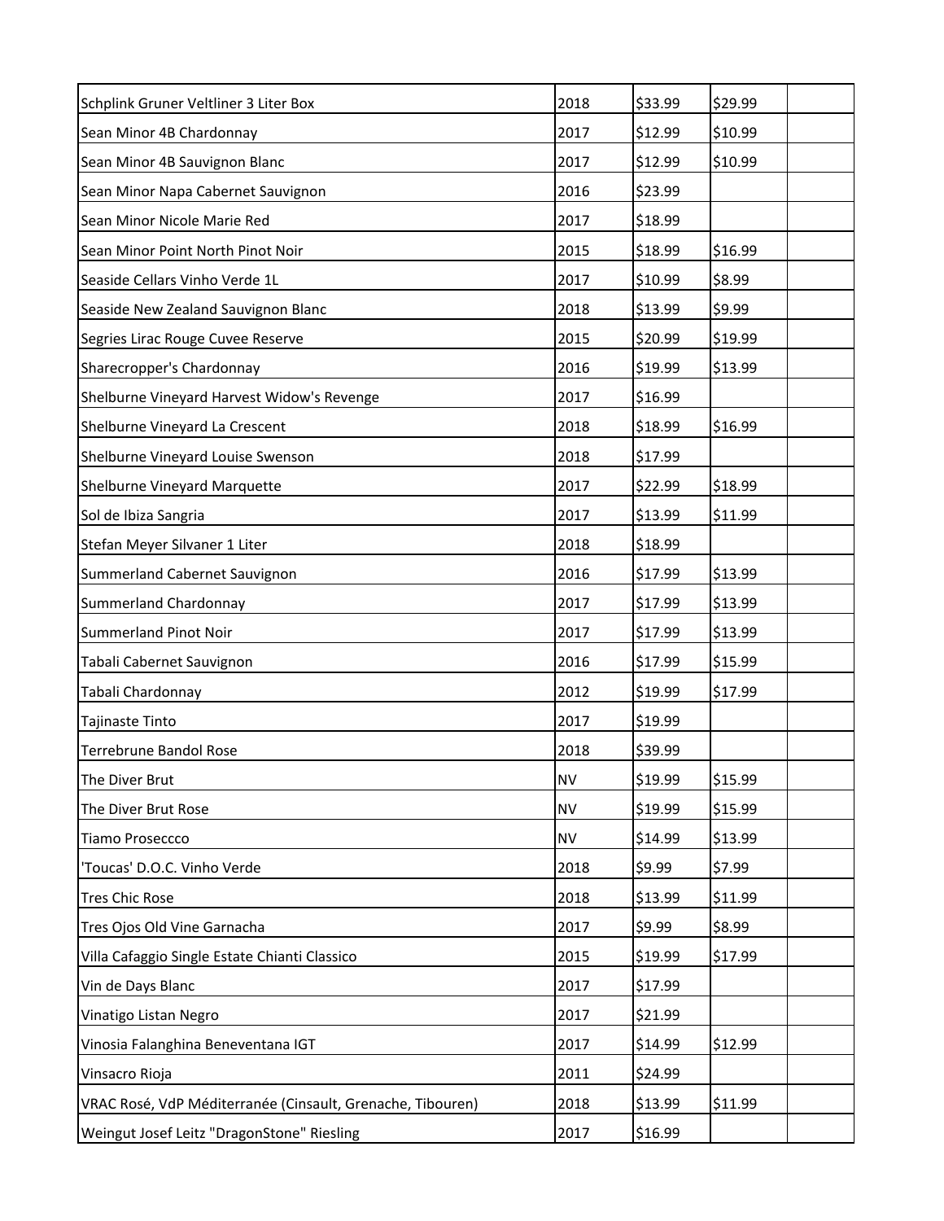| | | | | |
|---|---|---|---|---|
| Schplink Gruner Veltliner 3 Liter Box | 2018 | $33.99 | $29.99 | |
| Sean Minor 4B Chardonnay | 2017 | $12.99 | $10.99 | |
| Sean Minor 4B Sauvignon Blanc | 2017 | $12.99 | $10.99 | |
| Sean Minor Napa Cabernet Sauvignon | 2016 | $23.99 | | |
| Sean Minor Nicole Marie Red | 2017 | $18.99 | | |
| Sean Minor Point North Pinot Noir | 2015 | $18.99 | $16.99 | |
| Seaside Cellars Vinho Verde 1L | 2017 | $10.99 | $8.99 | |
| Seaside New Zealand Sauvignon Blanc | 2018 | $13.99 | $9.99 | |
| Segries Lirac Rouge Cuvee Reserve | 2015 | $20.99 | $19.99 | |
| Sharecropper's Chardonnay | 2016 | $19.99 | $13.99 | |
| Shelburne Vineyard Harvest Widow's Revenge | 2017 | $16.99 | | |
| Shelburne Vineyard La Crescent | 2018 | $18.99 | $16.99 | |
| Shelburne Vineyard Louise Swenson | 2018 | $17.99 | | |
| Shelburne Vineyard Marquette | 2017 | $22.99 | $18.99 | |
| Sol de Ibiza Sangria | 2017 | $13.99 | $11.99 | |
| Stefan Meyer Silvaner 1 Liter | 2018 | $18.99 | | |
| Summerland Cabernet Sauvignon | 2016 | $17.99 | $13.99 | |
| Summerland Chardonnay | 2017 | $17.99 | $13.99 | |
| Summerland Pinot Noir | 2017 | $17.99 | $13.99 | |
| Tabali Cabernet Sauvignon | 2016 | $17.99 | $15.99 | |
| Tabali Chardonnay | 2012 | $19.99 | $17.99 | |
| Tajinaste Tinto | 2017 | $19.99 | | |
| Terrebrune Bandol Rose | 2018 | $39.99 | | |
| The Diver Brut | NV | $19.99 | $15.99 | |
| The Diver Brut Rose | NV | $19.99 | $15.99 | |
| Tiamo Proseccco | NV | $14.99 | $13.99 | |
| 'Toucas' D.O.C. Vinho Verde | 2018 | $9.99 | $7.99 | |
| Tres Chic Rose | 2018 | $13.99 | $11.99 | |
| Tres Ojos Old Vine Garnacha | 2017 | $9.99 | $8.99 | |
| Villa Cafaggio Single Estate Chianti Classico | 2015 | $19.99 | $17.99 | |
| Vin de Days Blanc | 2017 | $17.99 | | |
| Vinatigo Listan Negro | 2017 | $21.99 | | |
| Vinosia Falanghina Beneventana IGT | 2017 | $14.99 | $12.99 | |
| Vinsacro Rioja | 2011 | $24.99 | | |
| VRAC Rosé, VdP Méditerranée (Cinsault, Grenache, Tibouren) | 2018 | $13.99 | $11.99 | |
| Weingut Josef Leitz "DragonStone" Riesling | 2017 | $16.99 | | |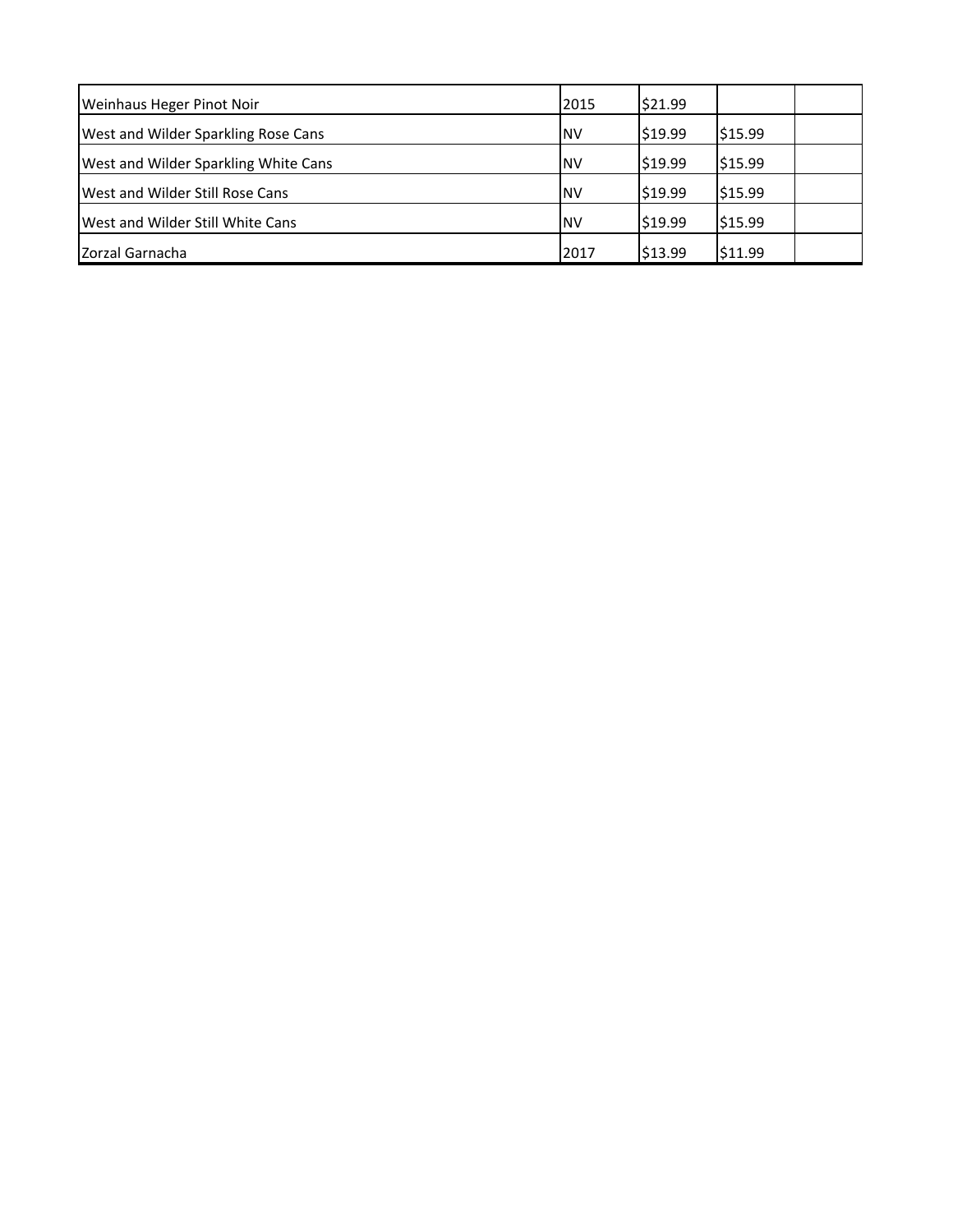| | | | | |
|---|---|---|---|---|
| Weinhaus Heger Pinot Noir | 2015 | $21.99 | | |
| West and Wilder Sparkling Rose Cans | NV | $19.99 | $15.99 | |
| West and Wilder Sparkling White Cans | NV | $19.99 | $15.99 | |
| West and Wilder Still Rose Cans | NV | $19.99 | $15.99 | |
| West and Wilder Still White Cans | NV | $19.99 | $15.99 | |
| Zorzal Garnacha | 2017 | $13.99 | $11.99 | |